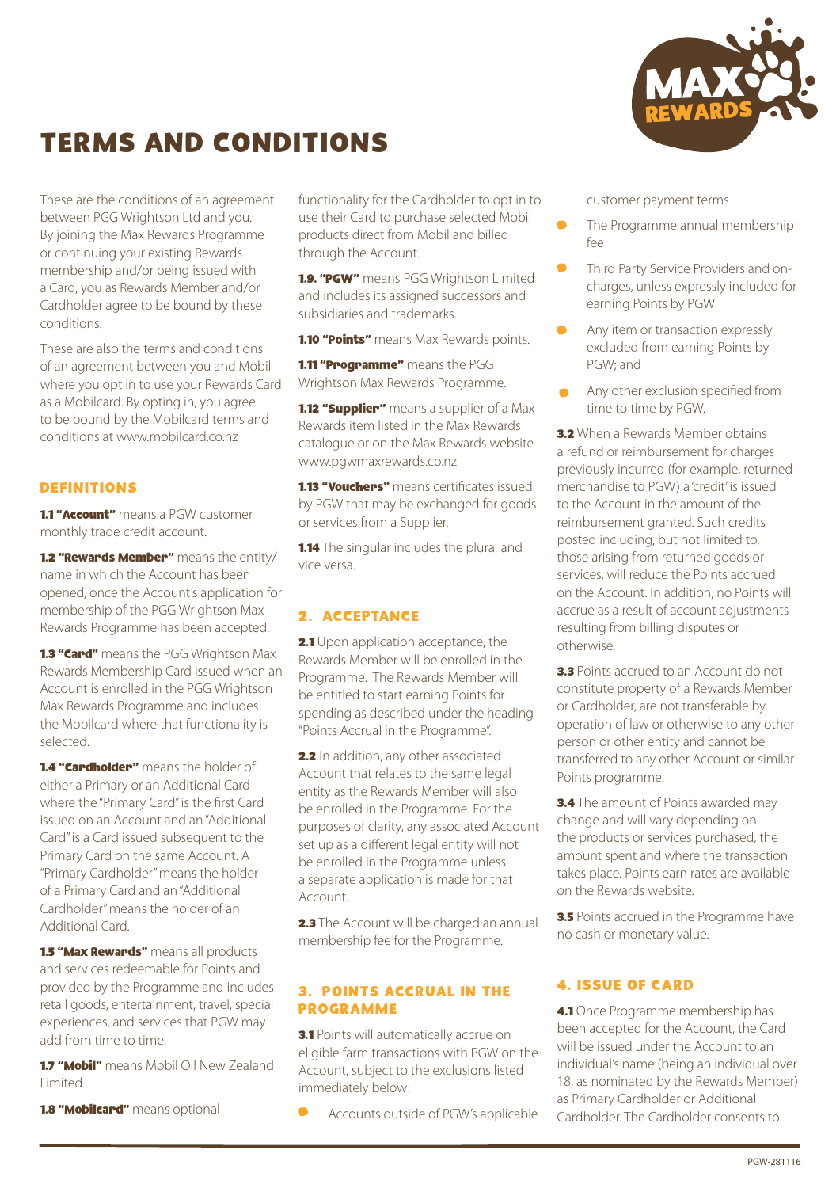# TERMS AND CONDITIONS

These are the conditions of an agreement between PGG Wrightson Ltd and you. By joining the Max Rewards Programme or continuing your existing Rewards membership and/or being issued with a Card, you as Rewards Member and/or Cardholder agree to be bound by these conditions.

These are also the terms and conditions of an agreement between you and Mobil where you opt in to use your Rewards Card as a Mobilcard. By opting in, you agree to be bound by the Mobilcard terms and conditions at www.mobilcard.co.nz

## DEFINITIONS

**1.1 "Account"** means a PGW customer monthly trade credit account.

**1.2 "Rewards Member"** means the entity/name in which the Account has been opened, once the Account's application for membership of the PGG Wrightson Max Rewards Programme has been accepted.

**1.3 "Card"** means the PGG Wrightson Max Rewards Membership Card issued when an Account is enrolled in the PGG Wrightson Max Rewards Programme and includes the Mobilcard where that functionality is selected.

**1.4 "Cardholder"** means the holder of either a Primary or an Additional Card where the "Primary Card" is the first Card issued on an Account and an "Additional Card" is a Card issued subsequent to the Primary Card on the same Account. A "Primary Cardholder" means the holder of a Primary Card and an "Additional Cardholder" means the holder of an Additional Card.

**1.5 "Max Rewards"** means all products and services redeemable for Points and provided by the Programme and includes retail goods, entertainment, travel, special experiences, and services that PGW may add from time to time.

**1.7 "Mobil"** means Mobil Oil New Zealand Limited

**1.8 "Mobilcard"** means optional functionality for the Cardholder to opt in to use their Card to purchase selected Mobil products direct from Mobil and billed through the Account.

**1.9. "PGW"** means PGG Wrightson Limited and includes its assigned successors and subsidiaries and trademarks.

**1.10 "Points"** means Max Rewards points.

**1.11 "Programme"** means the PGG Wrightson Max Rewards Programme.

**1.12 "Supplier"** means a supplier of a Max Rewards item listed in the Max Rewards catalogue or on the Max Rewards website www.pgwmaxrewards.co.nz

**1.13 "Vouchers"** means certificates issued by PGW that may be exchanged for goods or services from a Supplier.

**1.14** The singular includes the plural and vice versa.

## 2. ACCEPTANCE

**2.1** Upon application acceptance, the Rewards Member will be enrolled in the Programme. The Rewards Member will be entitled to start earning Points for spending as described under the heading "Points Accrual in the Programme".

**2.2** In addition, any other associated Account that relates to the same legal entity as the Rewards Member will also be enrolled in the Programme. For the purposes of clarity, any associated Account set up as a different legal entity will not be enrolled in the Programme unless a separate application is made for that Account.

**2.3** The Account will be charged an annual membership fee for the Programme.

## 3. POINTS ACCRUAL IN THE PROGRAMME

**3.1** Points will automatically accrue on eligible farm transactions with PGW on the Account, subject to the exclusions listed immediately below:

- Accounts outside of PGW's applicable customer payment terms
- The Programme annual membership fee
- Third Party Service Providers and on-charges, unless expressly included for earning Points by PGW
- Any item or transaction expressly excluded from earning Points by PGW; and
- Any other exclusion specified from time to time by PGW.

**3.2** When a Rewards Member obtains a refund or reimbursement for charges previously incurred (for example, returned merchandise to PGW) a 'credit' is issued to the Account in the amount of the reimbursement granted. Such credits posted including, but not limited to, those arising from returned goods or services, will reduce the Points accrued on the Account. In addition, no Points will accrue as a result of account adjustments resulting from billing disputes or otherwise.

**3.3** Points accrued to an Account do not constitute property of a Rewards Member or Cardholder, are not transferable by operation of law or otherwise to any other person or other entity and cannot be transferred to any other Account or similar Points programme.

**3.4** The amount of Points awarded may change and will vary depending on the products or services purchased, the amount spent and where the transaction takes place. Points earn rates are available on the Rewards website.

**3.5** Points accrued in the Programme have no cash or monetary value.

## 4. ISSUE OF CARD

**4.1** Once Programme membership has been accepted for the Account, the Card will be issued under the Account to an individual's name (being an individual over 18, as nominated by the Rewards Member) as Primary Cardholder or Additional Cardholder. The Cardholder consents to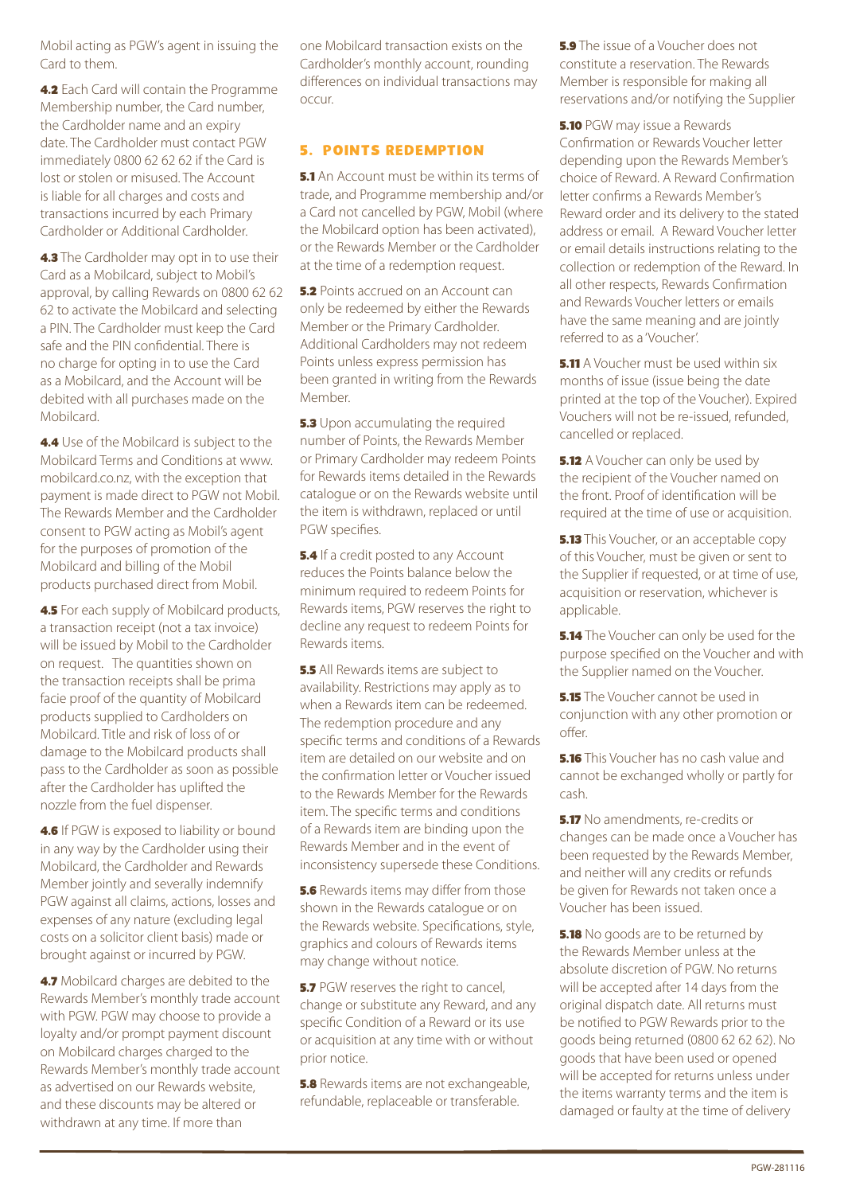Mobil acting as PGW's agent in issuing the Card to them.

**4.2** Each Card will contain the Programme Membership number, the Card number, the Cardholder name and an expiry date. The Cardholder must contact PGW immediately 0800 62 62 62 if the Card is lost or stolen or misused. The Account is liable for all charges and costs and transactions incurred by each Primary Cardholder or Additional Cardholder.

**4.3** The Cardholder may opt in to use their Card as a Mobilcard, subject to Mobil's approval, by calling Rewards on 0800 62 62 62 to activate the Mobilcard and selecting a PIN. The Cardholder must keep the Card safe and the PIN confidential. There is no charge for opting in to use the Card as a Mobilcard, and the Account will be debited with all purchases made on the Mobilcard.

**4.4** Use of the Mobilcard is subject to the Mobilcard Terms and Conditions at www.mobilcard.co.nz, with the exception that payment is made direct to PGW not Mobil. The Rewards Member and the Cardholder consent to PGW acting as Mobil's agent for the purposes of promotion of the Mobilcard and billing of the Mobil products purchased direct from Mobil.

**4.5** For each supply of Mobilcard products, a transaction receipt (not a tax invoice) will be issued by Mobil to the Cardholder on request. The quantities shown on the transaction receipts shall be prima facie proof of the quantity of Mobilcard products supplied to Cardholders on Mobilcard. Title and risk of loss of or damage to the Mobilcard products shall pass to the Cardholder as soon as possible after the Cardholder has uplifted the nozzle from the fuel dispenser.

**4.6** If PGW is exposed to liability or bound in any way by the Cardholder using their Mobilcard, the Cardholder and Rewards Member jointly and severally indemnify PGW against all claims, actions, losses and expenses of any nature (excluding legal costs on a solicitor client basis) made or brought against or incurred by PGW.

**4.7** Mobilcard charges are debited to the Rewards Member's monthly trade account with PGW. PGW may choose to provide a loyalty and/or prompt payment discount on Mobilcard charges charged to the Rewards Member's monthly trade account as advertised on our Rewards website, and these discounts may be altered or withdrawn at any time. If more than one Mobilcard transaction exists on the Cardholder's monthly account, rounding differences on individual transactions may occur.

## 5. POINTS REDEMPTION

**5.1** An Account must be within its terms of trade, and Programme membership and/or a Card not cancelled by PGW, Mobil (where the Mobilcard option has been activated), or the Rewards Member or the Cardholder at the time of a redemption request.

**5.2** Points accrued on an Account can only be redeemed by either the Rewards Member or the Primary Cardholder. Additional Cardholders may not redeem Points unless express permission has been granted in writing from the Rewards Member.

**5.3** Upon accumulating the required number of Points, the Rewards Member or Primary Cardholder may redeem Points for Rewards items detailed in the Rewards catalogue or on the Rewards website until the item is withdrawn, replaced or until PGW specifies.

**5.4** If a credit posted to any Account reduces the Points balance below the minimum required to redeem Points for Rewards items, PGW reserves the right to decline any request to redeem Points for Rewards items.

**5.5** All Rewards items are subject to availability. Restrictions may apply as to when a Rewards item can be redeemed. The redemption procedure and any specific terms and conditions of a Rewards item are detailed on our website and on the confirmation letter or Voucher issued to the Rewards Member for the Rewards item. The specific terms and conditions of a Rewards item are binding upon the Rewards Member and in the event of inconsistency supersede these Conditions.

**5.6** Rewards items may differ from those shown in the Rewards catalogue or on the Rewards website. Specifications, style, graphics and colours of Rewards items may change without notice.

**5.7** PGW reserves the right to cancel, change or substitute any Reward, and any specific Condition of a Reward or its use or acquisition at any time with or without prior notice.

**5.8** Rewards items are not exchangeable, refundable, replaceable or transferable.

**5.9** The issue of a Voucher does not constitute a reservation. The Rewards Member is responsible for making all reservations and/or notifying the Supplier

**5.10** PGW may issue a Rewards Confirmation or Rewards Voucher letter depending upon the Rewards Member's choice of Reward. A Reward Confirmation letter confirms a Rewards Member's Reward order and its delivery to the stated address or email. A Reward Voucher letter or email details instructions relating to the collection or redemption of the Reward. In all other respects, Rewards Confirmation and Rewards Voucher letters or emails have the same meaning and are jointly referred to as a 'Voucher'.

**5.11** A Voucher must be used within six months of issue (issue being the date printed at the top of the Voucher). Expired Vouchers will not be re-issued, refunded, cancelled or replaced.

**5.12** A Voucher can only be used by the recipient of the Voucher named on the front. Proof of identification will be required at the time of use or acquisition.

**5.13** This Voucher, or an acceptable copy of this Voucher, must be given or sent to the Supplier if requested, or at time of use, acquisition or reservation, whichever is applicable.

**5.14** The Voucher can only be used for the purpose specified on the Voucher and with the Supplier named on the Voucher.

**5.15** The Voucher cannot be used in conjunction with any other promotion or offer.

**5.16** This Voucher has no cash value and cannot be exchanged wholly or partly for cash.

**5.17** No amendments, re-credits or changes can be made once a Voucher has been requested by the Rewards Member, and neither will any credits or refunds be given for Rewards not taken once a Voucher has been issued.

**5.18** No goods are to be returned by the Rewards Member unless at the absolute discretion of PGW. No returns will be accepted after 14 days from the original dispatch date. All returns must be notified to PGW Rewards prior to the goods being returned (0800 62 62 62). No goods that have been used or opened will be accepted for returns unless under the items warranty terms and the item is damaged or faulty at the time of delivery

PGW-281116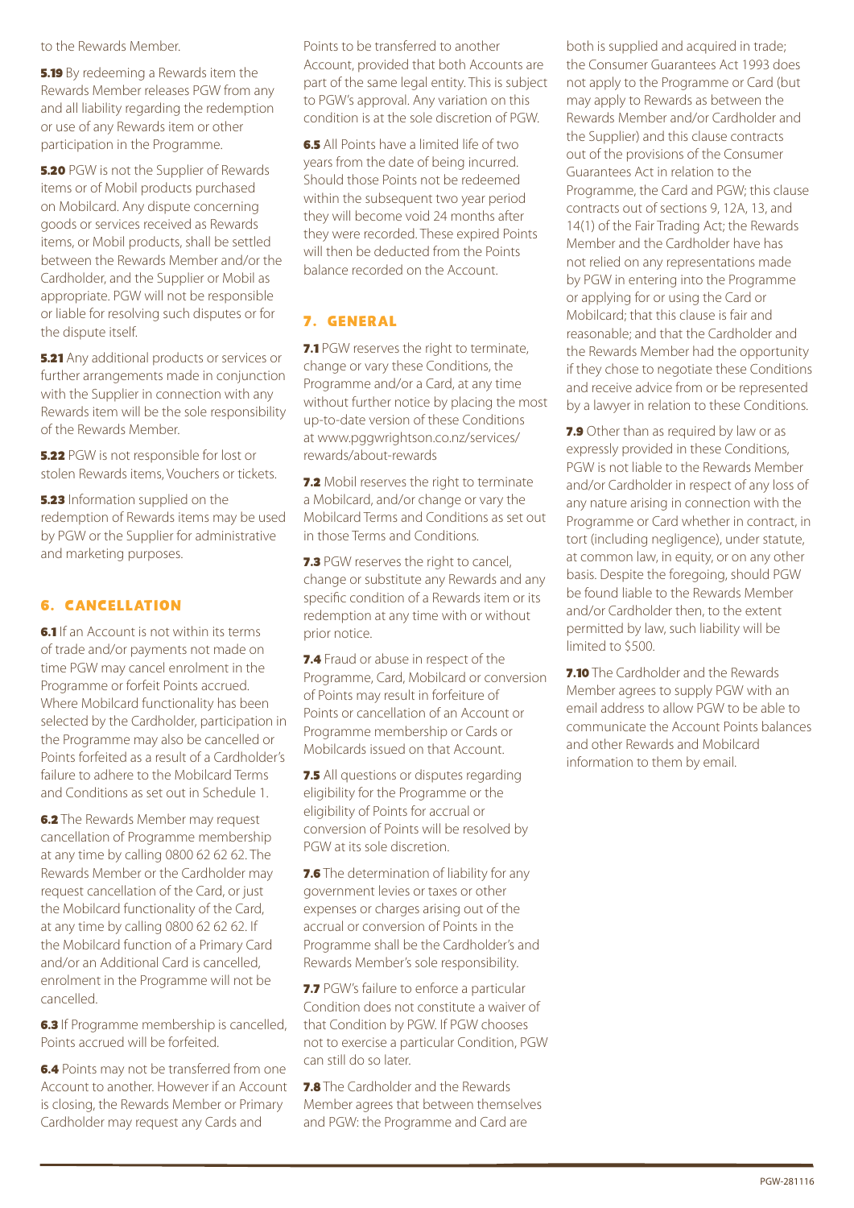to the Rewards Member.

**5.19** By redeeming a Rewards item the Rewards Member releases PGW from any and all liability regarding the redemption or use of any Rewards item or other participation in the Programme.

**5.20** PGW is not the Supplier of Rewards items or of Mobil products purchased on Mobilcard. Any dispute concerning goods or services received as Rewards items, or Mobil products, shall be settled between the Rewards Member and/or the Cardholder, and the Supplier or Mobil as appropriate. PGW will not be responsible or liable for resolving such disputes or for the dispute itself.

**5.21** Any additional products or services or further arrangements made in conjunction with the Supplier in connection with any Rewards item will be the sole responsibility of the Rewards Member.

**5.22** PGW is not responsible for lost or stolen Rewards items, Vouchers or tickets.

**5.23** Information supplied on the redemption of Rewards items may be used by PGW or the Supplier for administrative and marketing purposes.

## 6. CANCELLATION

**6.1** If an Account is not within its terms of trade and/or payments not made on time PGW may cancel enrolment in the Programme or forfeit Points accrued. Where Mobilcard functionality has been selected by the Cardholder, participation in the Programme may also be cancelled or Points forfeited as a result of a Cardholder's failure to adhere to the Mobilcard Terms and Conditions as set out in Schedule 1.

**6.2** The Rewards Member may request cancellation of Programme membership at any time by calling 0800 62 62 62. The Rewards Member or the Cardholder may request cancellation of the Card, or just the Mobilcard functionality of the Card, at any time by calling 0800 62 62 62. If the Mobilcard function of a Primary Card and/or an Additional Card is cancelled, enrolment in the Programme will not be cancelled.

**6.3** If Programme membership is cancelled, Points accrued will be forfeited.

**6.4** Points may not be transferred from one Account to another. However if an Account is closing, the Rewards Member or Primary Cardholder may request any Cards and Points to be transferred to another Account, provided that both Accounts are part of the same legal entity. This is subject to PGW's approval. Any variation on this condition is at the sole discretion of PGW.

**6.5** All Points have a limited life of two years from the date of being incurred. Should those Points not be redeemed within the subsequent two year period they will become void 24 months after they were recorded. These expired Points will then be deducted from the Points balance recorded on the Account.

## 7. GENERAL

**7.1** PGW reserves the right to terminate, change or vary these Conditions, the Programme and/or a Card, at any time without further notice by placing the most up-to-date version of these Conditions at www.pggwrightson.co.nz/services/rewards/about-rewards

**7.2** Mobil reserves the right to terminate a Mobilcard, and/or change or vary the Mobilcard Terms and Conditions as set out in those Terms and Conditions.

**7.3** PGW reserves the right to cancel, change or substitute any Rewards and any specific condition of a Rewards item or its redemption at any time with or without prior notice.

**7.4** Fraud or abuse in respect of the Programme, Card, Mobilcard or conversion of Points may result in forfeiture of Points or cancellation of an Account or Programme membership or Cards or Mobilcards issued on that Account.

**7.5** All questions or disputes regarding eligibility for the Programme or the eligibility of Points for accrual or conversion of Points will be resolved by PGW at its sole discretion.

**7.6** The determination of liability for any government levies or taxes or other expenses or charges arising out of the accrual or conversion of Points in the Programme shall be the Cardholder's and Rewards Member's sole responsibility.

**7.7** PGW's failure to enforce a particular Condition does not constitute a waiver of that Condition by PGW. If PGW chooses not to exercise a particular Condition, PGW can still do so later.

**7.8** The Cardholder and the Rewards Member agrees that between themselves and PGW: the Programme and Card are both is supplied and acquired in trade; the Consumer Guarantees Act 1993 does not apply to the Programme or Card (but may apply to Rewards as between the Rewards Member and/or Cardholder and the Supplier) and this clause contracts out of the provisions of the Consumer Guarantees Act in relation to the Programme, the Card and PGW; this clause contracts out of sections 9, 12A, 13, and 14(1) of the Fair Trading Act; the Rewards Member and the Cardholder have has not relied on any representations made by PGW in entering into the Programme or applying for or using the Card or Mobilcard; that this clause is fair and reasonable; and that the Cardholder and the Rewards Member had the opportunity if they chose to negotiate these Conditions and receive advice from or be represented by a lawyer in relation to these Conditions.

**7.9** Other than as required by law or as expressly provided in these Conditions, PGW is not liable to the Rewards Member and/or Cardholder in respect of any loss of any nature arising in connection with the Programme or Card whether in contract, in tort (including negligence), under statute, at common law, in equity, or on any other basis. Despite the foregoing, should PGW be found liable to the Rewards Member and/or Cardholder then, to the extent permitted by law, such liability will be limited to $500.

**7.10** The Cardholder and the Rewards Member agrees to supply PGW with an email address to allow PGW to be able to communicate the Account Points balances and other Rewards and Mobilcard information to them by email.

PGW-281116